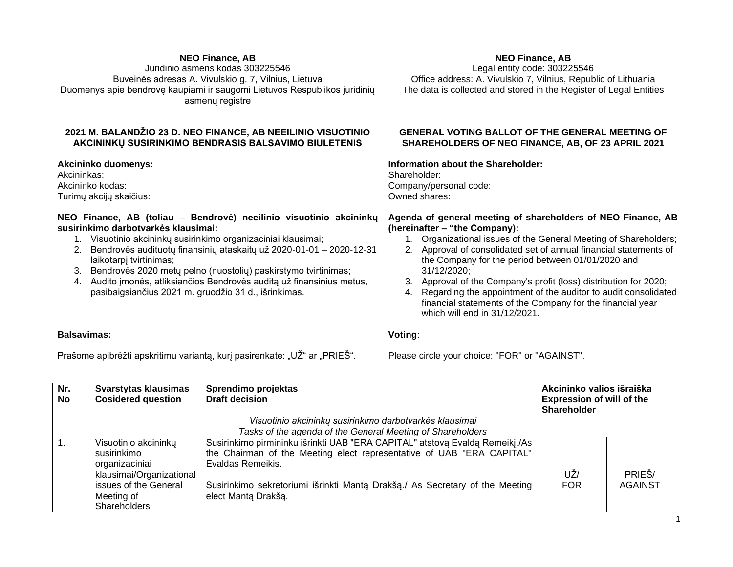**NEO Finance, AB**
Juridinio asmens kodas 303225546
Buveinės adresas A. Vivulskio g. 7, Vilnius, Lietuva
Duomenys apie bendrovę kaupiami ir saugomi Lietuvos Respublikos juridinių asmenų registre

**NEO Finance, AB**
Legal entity code: 303225546
Office address: A. Vivulskio 7, Vilnius, Republic of Lithuania
The data is collected and stored in the Register of Legal Entities

## 2021 M. BALANDŽIO 23 D. NEO FINANCE, AB NEEILINIO VISUOTINIO AKCININKŲ SUSIRINKIMO BENDRASIS BALSAVIMO BIULETENIS

## GENERAL VOTING BALLOT OF THE GENERAL MEETING OF SHAREHOLDERS OF NEO FINANCE, AB, OF 23 APRIL 2021

**Akcininko duomenys:**
Akcininkas:
Akcininko kodas:
Turimų akcijų skaičius:

**Information about the Shareholder:**
Shareholder:
Company/personal code:
Owned shares:

**NEO Finance, AB (toliau – Bendrovė) neeilinio visuotinio akcininkų susirinkimo darbotvarkės klausimai:**

1. Visuotinio akcininkų susirinkimo organizaciniai klausimai;
2. Bendrovės audituotų finansinių ataskaitų už 2020-01-01 – 2020-12-31 laikotarpį tvirtinimas;
3. Bendrovės 2020 metų pelno (nuostolių) paskirstymo tvirtinimas;
4. Audito įmonės, atliksiančios Bendrovės auditą už finansinius metus, pasibaigsiančius 2021 m. gruodžio 31 d., išrinkimas.

**Agenda of general meeting of shareholders of NEO Finance, AB (hereinafter – "the Company):**

1. Organizational issues of the General Meeting of Shareholders;
2. Approval of consolidated set of annual financial statements of the Company for the period between 01/01/2020 and 31/12/2020;
3. Approval of the Company's profit (loss) distribution for 2020;
4. Regarding the appointment of the auditor to audit consolidated financial statements of the Company for the financial year which will end in 31/12/2021.

**Balsavimas:**

Prašome apibrėžti apskritimu variantą, kurį pasirenkate: „UŽ" ar „PRIEŠ".

**Voting**:

Please circle your choice: "FOR" or "AGAINST".

| Nr. No | Svarstytas klausimas Cosidered question | Sprendimo projektas Draft decision | Akcininko valios išraiška Expression of will of the Shareholder | |
|---|---|---|---|---|
| *Visuotinio akcininkų susirinkimo darbotvarkės klausimai* *Tasks of the agenda of the General Meeting of Shareholders* | | | | |
| 1. | Visuotinio akcininkų susirinkimo organizaciniai klausimai/Organizational issues of the General Meeting of Shareholders | Susirinkimo pirmininku išrinkti UAB "ERA CAPITAL" atstovą Evaldą Remeikį./As the Chairman of the Meeting elect representative of UAB "ERA CAPITAL" Evaldas Remeikis. Susirinkimo sekretoriumi išrinkti Mantą Drakšą./ As Secretary of the Meeting elect Mantą Drakšą. | UŽ/ FOR | PRIEŠ/ AGAINST |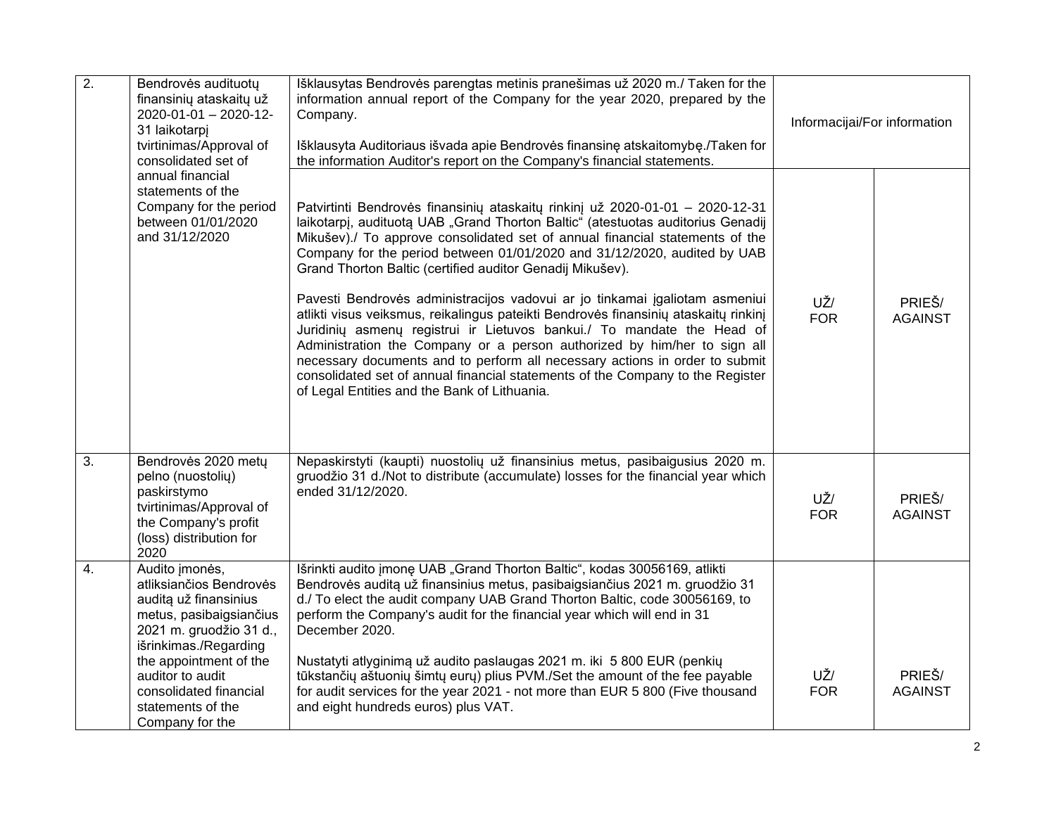| | | | | |
|---|---|---|---|---|
| 2. | Bendrovės audituotų finansinių ataskaitų už 2020-01-01 – 2020-12-31 laikotarpį tvirtinimas/Approval of consolidated set of annual financial statements of the Company for the period between 01/01/2020 and 31/12/2020 | Išklausytas Bendrovės parengtas metinis pranešimas už 2020 m./ Taken for the information annual report of the Company for the year 2020, prepared by the Company.<br><br>Išklausyta Auditoriaus išvada apie Bendrovės finansinę atskaitomybę./Taken for the information Auditor's report on the Company's financial statements. | Informacijai/For information | |
| | | Patvirtinti Bendrovės finansinių ataskaitų rinkinį už 2020-01-01 – 2020-12-31 laikotarpį, audituotą UAB „Grand Thorton Baltic“ (atestuotas auditorius Genadij Mikušev)./ To approve consolidated set of annual financial statements of the Company for the period between 01/01/2020 and 31/12/2020, audited by UAB Grand Thorton Baltic (certified auditor Genadij Mikušev).<br><br>Pavesti Bendrovės administracijos vadovui ar jo tinkamai įgaliotam asmeniui atlikti visus veiksmus, reikalingus pateikti Bendrovės finansinių ataskaitų rinkinį Juridinių asmenų registrui ir Lietuvos bankui./ To mandate the Head of Administration the Company or a person authorized by him/her to sign all necessary documents and to perform all necessary actions in order to submit consolidated set of annual financial statements of the Company to the Register of Legal Entities and the Bank of Lithuania. | UŽ/<br>FOR | PRIEŠ/<br>AGAINST |
| 3. | Bendrovės 2020 metų pelno (nuostolių) paskirstymo tvirtinimas/Approval of the Company's profit (loss) distribution for 2020 | Nepaskirstyti (kaupti) nuostolių už finansinius metus, pasibaigusius 2020 m. gruodžio 31 d./Not to distribute (accumulate) losses for the financial year which ended 31/12/2020. | UŽ/<br>FOR | PRIEŠ/<br>AGAINST |
| 4. | Audito įmonės, atliksiančios Bendrovės auditą už finansinius metus, pasibaigsiančius 2021 m. gruodžio 31 d., išrinkimas./Regarding the appointment of the auditor to audit consolidated financial statements of the Company for the | Išrinkti audito įmonę UAB „Grand Thorton Baltic“, kodas 30056169, atlikti Bendrovės auditą už finansinius metus, pasibaigsiančius 2021 m. gruodžio 31 d./ To elect the audit company UAB Grand Thorton Baltic, code 30056169, to perform the Company's audit for the financial year which will end in 31 December 2020.<br><br>Nustatyti atlyginimą už audito paslaugas 2021 m. iki 5 800 EUR (penkių tūkstančių aštuonių šimtų eurų) plius PVM./Set the amount of the fee payable for audit services for the year 2021 - not more than EUR 5 800 (Five thousand and eight hundreds euros) plus VAT. | UŽ/<br>FOR | PRIEŠ/<br>AGAINST |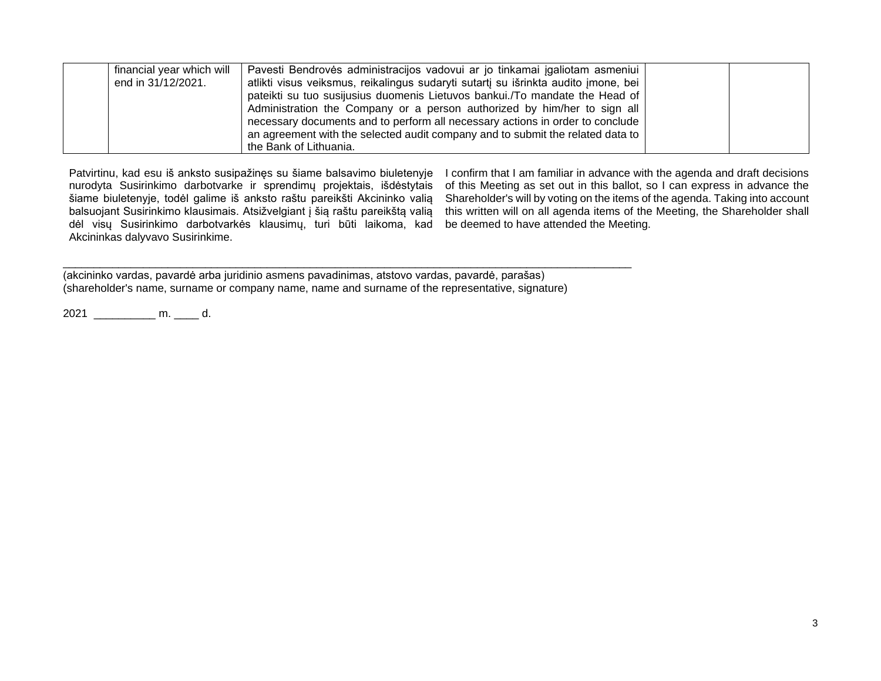| | | | | |
|---|---|---|---|---|
| | financial year which will end in 31/12/2021. | Pavesti Bendrovės administracijos vadovui ar jo tinkamai įgaliotam asmeniui atlikti visus veiksmus, reikalingus sudaryti sutartį su išrinkta audito įmone, bei pateikti su tuo susijusius duomenis Lietuvos bankui./To mandate the Head of Administration the Company or a person authorized by him/her to sign all necessary documents and to perform all necessary actions in order to conclude an agreement with the selected audit company and to submit the related data to the Bank of Lithuania. | | |

Patvirtinu, kad esu iš anksto susipažinęs su šiame balsavimo biuletenyje nurodyta Susirinkimo darbotvarke ir sprendimų projektais, išdėstytais šiame biuletenyje, todėl galime iš anksto raštu pareikšti Akcininko valią balsuojant Susirinkimo klausimais. Atsižvelgiant į šią raštu pareikštą valią dėl visų Susirinkimo darbotvarkės klausimų, turi būti laikoma, kad Akcininkas dalyvavo Susirinkime.

I confirm that I am familiar in advance with the agenda and draft decisions of this Meeting as set out in this ballot, so I can express in advance the Shareholder's will by voting on the items of the agenda. Taking into account this written will on all agenda items of the Meeting, the Shareholder shall be deemed to have attended the Meeting.

_______________________________________________________________________________________________

(akcininko vardas, pavardė arba juridinio asmens pavadinimas, atstovo vardas, pavardė, parašas)
(shareholder's name, surname or company name, name and surname of the representative, signature)

2021 __________ m. ____ d.